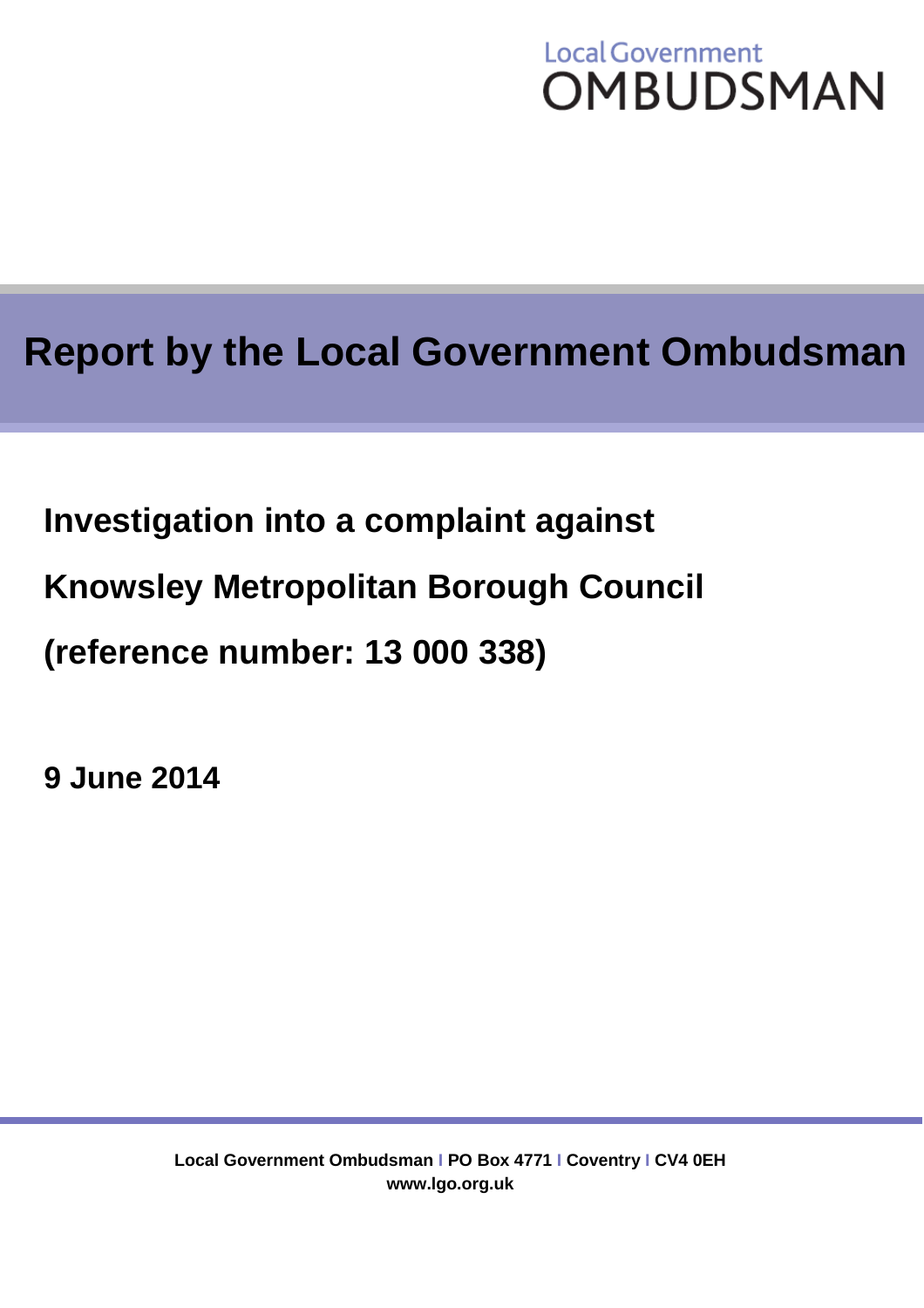Local Government
OMBUDSMAN

# Report by the Local Government Ombudsman

**Investigation into a complaint against**

**Knowsley Metropolitan Borough Council**

**(reference number: 13 000 338)**

**9 June 2014**

**Local Government Ombudsman | PO Box 4771 | Coventry | CV4 0EH**
**www.lgo.org.uk**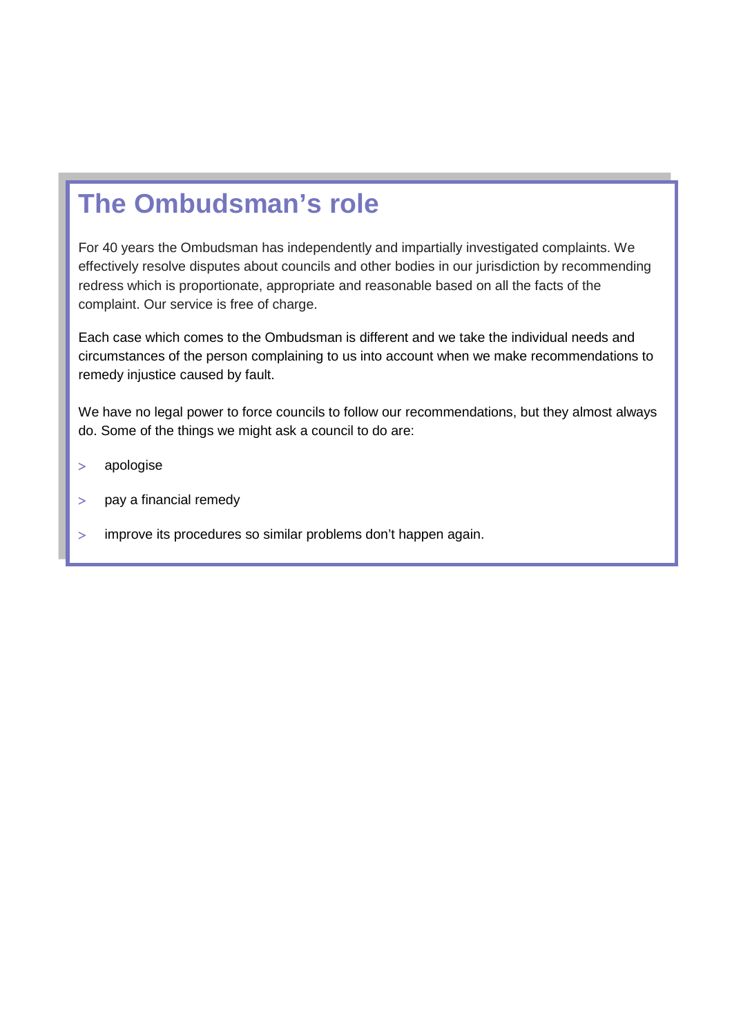# The Ombudsman's role

For 40 years the Ombudsman has independently and impartially investigated complaints. We effectively resolve disputes about councils and other bodies in our jurisdiction by recommending redress which is proportionate, appropriate and reasonable based on all the facts of the complaint. Our service is free of charge.

Each case which comes to the Ombudsman is different and we take the individual needs and circumstances of the person complaining to us into account when we make recommendations to remedy injustice caused by fault.

We have no legal power to force councils to follow our recommendations, but they almost always do. Some of the things we might ask a council to do are:

- apologise
- pay a financial remedy
- improve its procedures so similar problems don't happen again.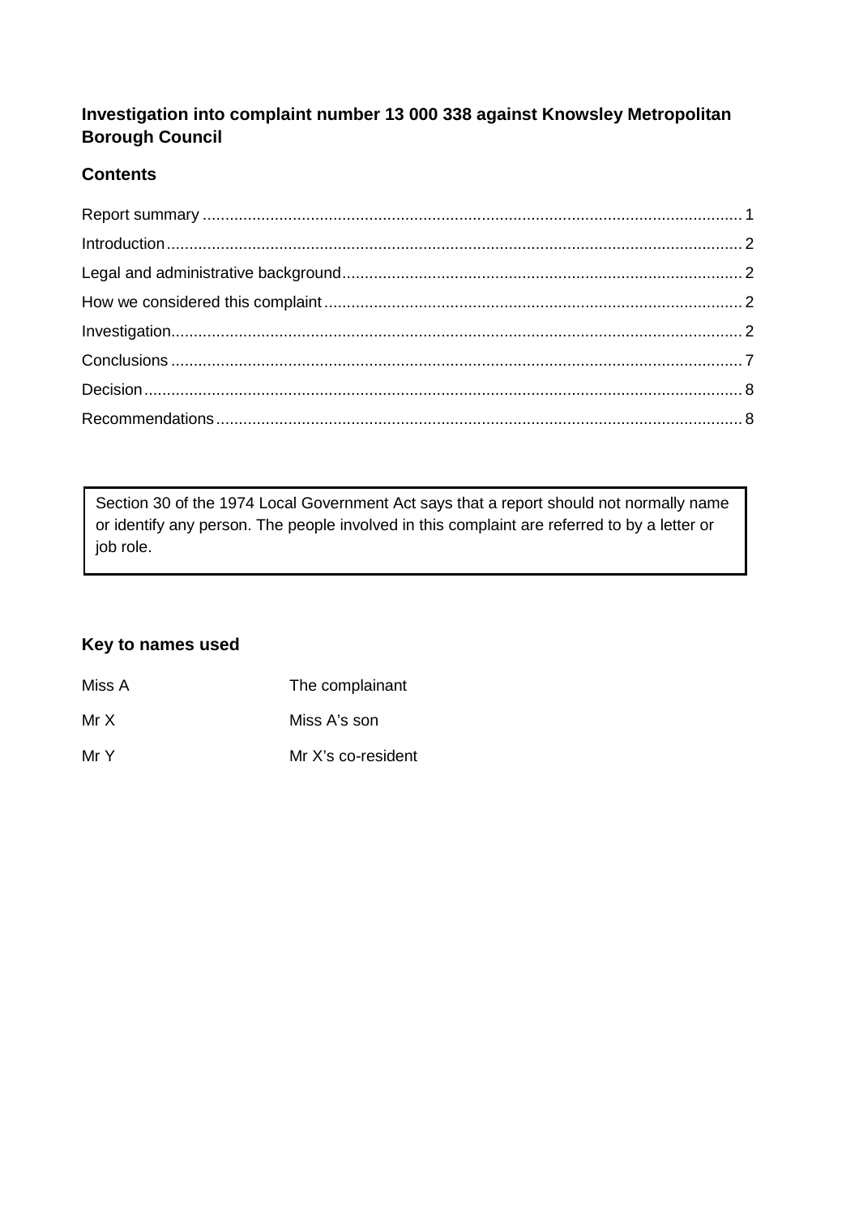**Investigation into complaint number 13 000 338 against Knowsley Metropolitan Borough Council**

**Contents**

Report summary ........................................................................................................................ 1
Introduction................................................................................................................................. 2
Legal and administrative background........................................................................................ 2
How we considered this complaint ............................................................................................ 2
Investigation............................................................................................................................... 2
Conclusions ............................................................................................................................... 7
Decision..................................................................................................................................... 8
Recommendations..................................................................................................................... 8

Section 30 of the 1974 Local Government Act says that a report should not normally name or identify any person. The people involved in this complaint are referred to by a letter or job role.

**Key to names used**

| | |
|---|---|
| Miss A | The complainant |
| Mr X | Miss A's son |
| Mr Y | Mr X's co-resident |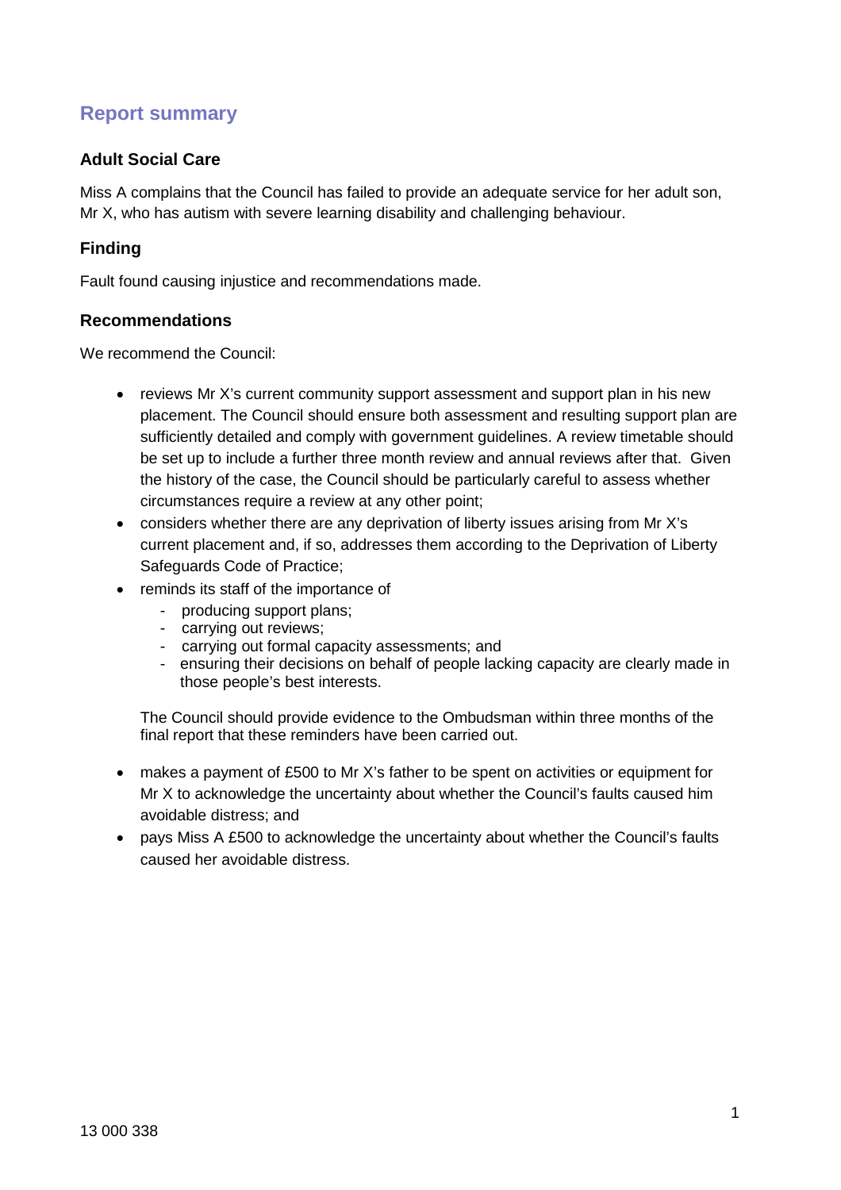## Report summary

### Adult Social Care

Miss A complains that the Council has failed to provide an adequate service for her adult son, Mr X, who has autism with severe learning disability and challenging behaviour.

### Finding

Fault found causing injustice and recommendations made.

### Recommendations

We recommend the Council:

- reviews Mr X's current community support assessment and support plan in his new placement. The Council should ensure both assessment and resulting support plan are sufficiently detailed and comply with government guidelines. A review timetable should be set up to include a further three month review and annual reviews after that. Given the history of the case, the Council should be particularly careful to assess whether circumstances require a review at any other point;
- considers whether there are any deprivation of liberty issues arising from Mr X's current placement and, if so, addresses them according to the Deprivation of Liberty Safeguards Code of Practice;
- reminds its staff of the importance of
    - producing support plans;
    - carrying out reviews;
    - carrying out formal capacity assessments; and
    - ensuring their decisions on behalf of people lacking capacity are clearly made in those people's best interests.

  The Council should provide evidence to the Ombudsman within three months of the final report that these reminders have been carried out.

- makes a payment of £500 to Mr X's father to be spent on activities or equipment for Mr X to acknowledge the uncertainty about whether the Council's faults caused him avoidable distress; and
- pays Miss A £500 to acknowledge the uncertainty about whether the Council's faults caused her avoidable distress.

13 000 338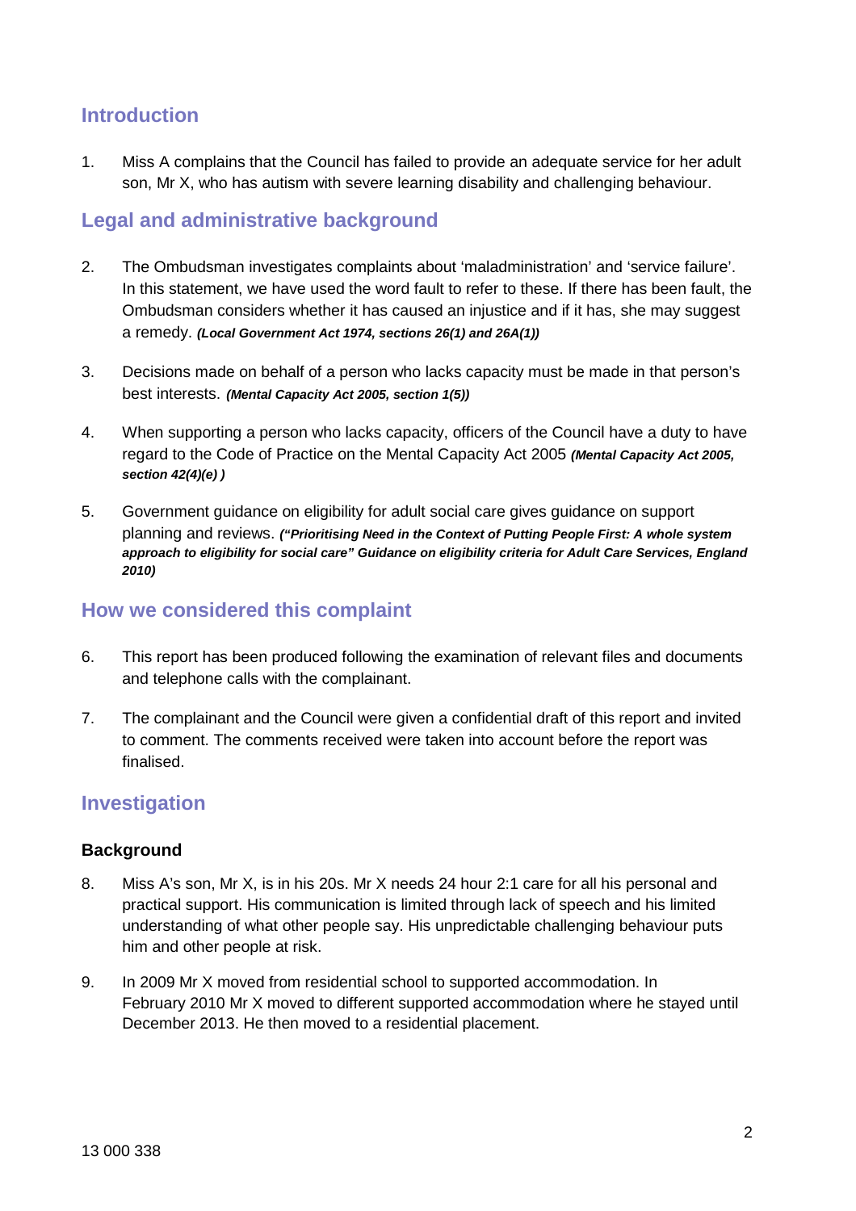## Introduction

1. Miss A complains that the Council has failed to provide an adequate service for her adult son, Mr X, who has autism with severe learning disability and challenging behaviour.

## Legal and administrative background

2. The Ombudsman investigates complaints about 'maladministration' and 'service failure'. In this statement, we have used the word fault to refer to these. If there has been fault, the Ombudsman considers whether it has caused an injustice and if it has, she may suggest a remedy. ***(Local Government Act 1974, sections 26(1) and 26A(1))***

3. Decisions made on behalf of a person who lacks capacity must be made in that person's best interests. ***(Mental Capacity Act 2005, section 1(5))***

4. When supporting a person who lacks capacity, officers of the Council have a duty to have regard to the Code of Practice on the Mental Capacity Act 2005 ***(Mental Capacity Act 2005, section 42(4)(e) )***

5. Government guidance on eligibility for adult social care gives guidance on support planning and reviews. ***("Prioritising Need in the Context of Putting People First: A whole system approach to eligibility for social care" Guidance on eligibility criteria for Adult Care Services, England 2010)***

## How we considered this complaint

6. This report has been produced following the examination of relevant files and documents and telephone calls with the complainant.

7. The complainant and the Council were given a confidential draft of this report and invited to comment. The comments received were taken into account before the report was finalised.

## Investigation

### Background

8. Miss A's son, Mr X, is in his 20s. Mr X needs 24 hour 2:1 care for all his personal and practical support. His communication is limited through lack of speech and his limited understanding of what other people say. His unpredictable challenging behaviour puts him and other people at risk.

9. In 2009 Mr X moved from residential school to supported accommodation. In February 2010 Mr X moved to different supported accommodation where he stayed until December 2013. He then moved to a residential placement.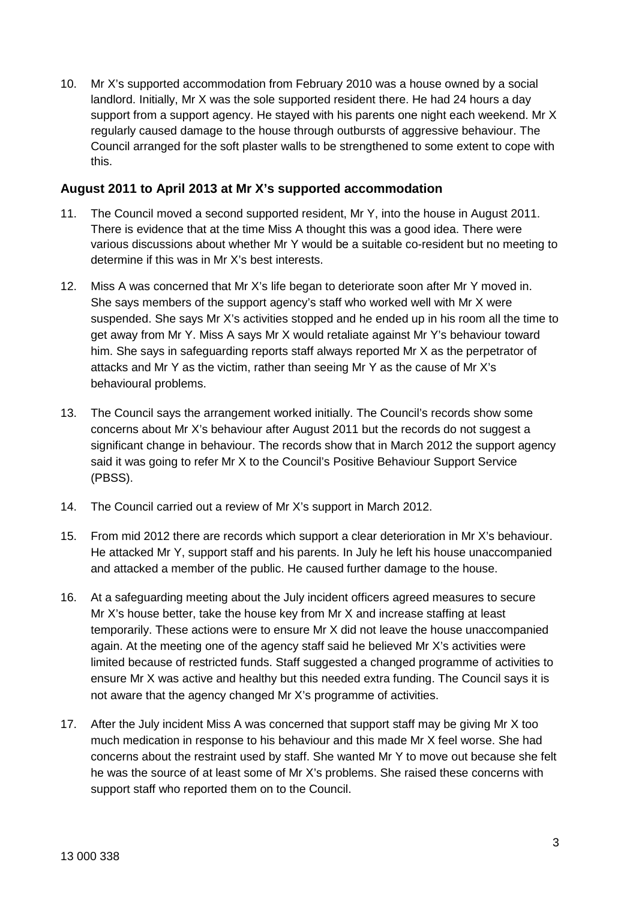10. Mr X's supported accommodation from February 2010 was a house owned by a social landlord. Initially, Mr X was the sole supported resident there. He had 24 hours a day support from a support agency. He stayed with his parents one night each weekend. Mr X regularly caused damage to the house through outbursts of aggressive behaviour. The Council arranged for the soft plaster walls to be strengthened to some extent to cope with this.

### August 2011 to April 2013 at Mr X's supported accommodation

11. The Council moved a second supported resident, Mr Y, into the house in August 2011. There is evidence that at the time Miss A thought this was a good idea. There were various discussions about whether Mr Y would be a suitable co-resident but no meeting to determine if this was in Mr X's best interests.

12. Miss A was concerned that Mr X's life began to deteriorate soon after Mr Y moved in. She says members of the support agency's staff who worked well with Mr X were suspended. She says Mr X's activities stopped and he ended up in his room all the time to get away from Mr Y. Miss A says Mr X would retaliate against Mr Y's behaviour toward him. She says in safeguarding reports staff always reported Mr X as the perpetrator of attacks and Mr Y as the victim, rather than seeing Mr Y as the cause of Mr X's behavioural problems.

13. The Council says the arrangement worked initially. The Council's records show some concerns about Mr X's behaviour after August 2011 but the records do not suggest a significant change in behaviour. The records show that in March 2012 the support agency said it was going to refer Mr X to the Council's Positive Behaviour Support Service (PBSS).

14. The Council carried out a review of Mr X's support in March 2012.

15. From mid 2012 there are records which support a clear deterioration in Mr X's behaviour. He attacked Mr Y, support staff and his parents. In July he left his house unaccompanied and attacked a member of the public. He caused further damage to the house.

16. At a safeguarding meeting about the July incident officers agreed measures to secure Mr X's house better, take the house key from Mr X and increase staffing at least temporarily. These actions were to ensure Mr X did not leave the house unaccompanied again. At the meeting one of the agency staff said he believed Mr X's activities were limited because of restricted funds. Staff suggested a changed programme of activities to ensure Mr X was active and healthy but this needed extra funding. The Council says it is not aware that the agency changed Mr X's programme of activities.

17. After the July incident Miss A was concerned that support staff may be giving Mr X too much medication in response to his behaviour and this made Mr X feel worse. She had concerns about the restraint used by staff. She wanted Mr Y to move out because she felt he was the source of at least some of Mr X's problems. She raised these concerns with support staff who reported them on to the Council.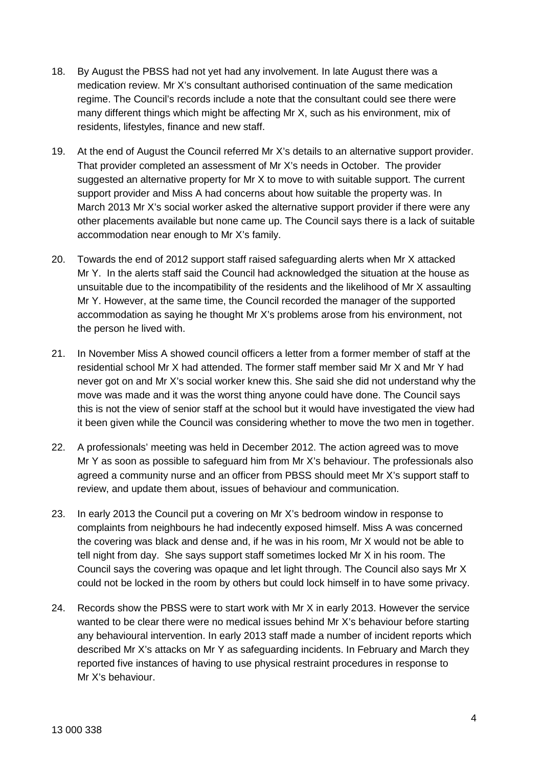18. By August the PBSS had not yet had any involvement. In late August there was a medication review. Mr X's consultant authorised continuation of the same medication regime. The Council's records include a note that the consultant could see there were many different things which might be affecting Mr X, such as his environment, mix of residents, lifestyles, finance and new staff.

19. At the end of August the Council referred Mr X's details to an alternative support provider. That provider completed an assessment of Mr X's needs in October. The provider suggested an alternative property for Mr X to move to with suitable support. The current support provider and Miss A had concerns about how suitable the property was. In March 2013 Mr X's social worker asked the alternative support provider if there were any other placements available but none came up. The Council says there is a lack of suitable accommodation near enough to Mr X's family.

20. Towards the end of 2012 support staff raised safeguarding alerts when Mr X attacked Mr Y. In the alerts staff said the Council had acknowledged the situation at the house as unsuitable due to the incompatibility of the residents and the likelihood of Mr X assaulting Mr Y. However, at the same time, the Council recorded the manager of the supported accommodation as saying he thought Mr X's problems arose from his environment, not the person he lived with.

21. In November Miss A showed council officers a letter from a former member of staff at the residential school Mr X had attended. The former staff member said Mr X and Mr Y had never got on and Mr X's social worker knew this. She said she did not understand why the move was made and it was the worst thing anyone could have done. The Council says this is not the view of senior staff at the school but it would have investigated the view had it been given while the Council was considering whether to move the two men in together.

22. A professionals' meeting was held in December 2012. The action agreed was to move Mr Y as soon as possible to safeguard him from Mr X's behaviour. The professionals also agreed a community nurse and an officer from PBSS should meet Mr X's support staff to review, and update them about, issues of behaviour and communication.

23. In early 2013 the Council put a covering on Mr X's bedroom window in response to complaints from neighbours he had indecently exposed himself. Miss A was concerned the covering was black and dense and, if he was in his room, Mr X would not be able to tell night from day. She says support staff sometimes locked Mr X in his room. The Council says the covering was opaque and let light through. The Council also says Mr X could not be locked in the room by others but could lock himself in to have some privacy.

24. Records show the PBSS were to start work with Mr X in early 2013. However the service wanted to be clear there were no medical issues behind Mr X's behaviour before starting any behavioural intervention. In early 2013 staff made a number of incident reports which described Mr X's attacks on Mr Y as safeguarding incidents. In February and March they reported five instances of having to use physical restraint procedures in response to Mr X's behaviour.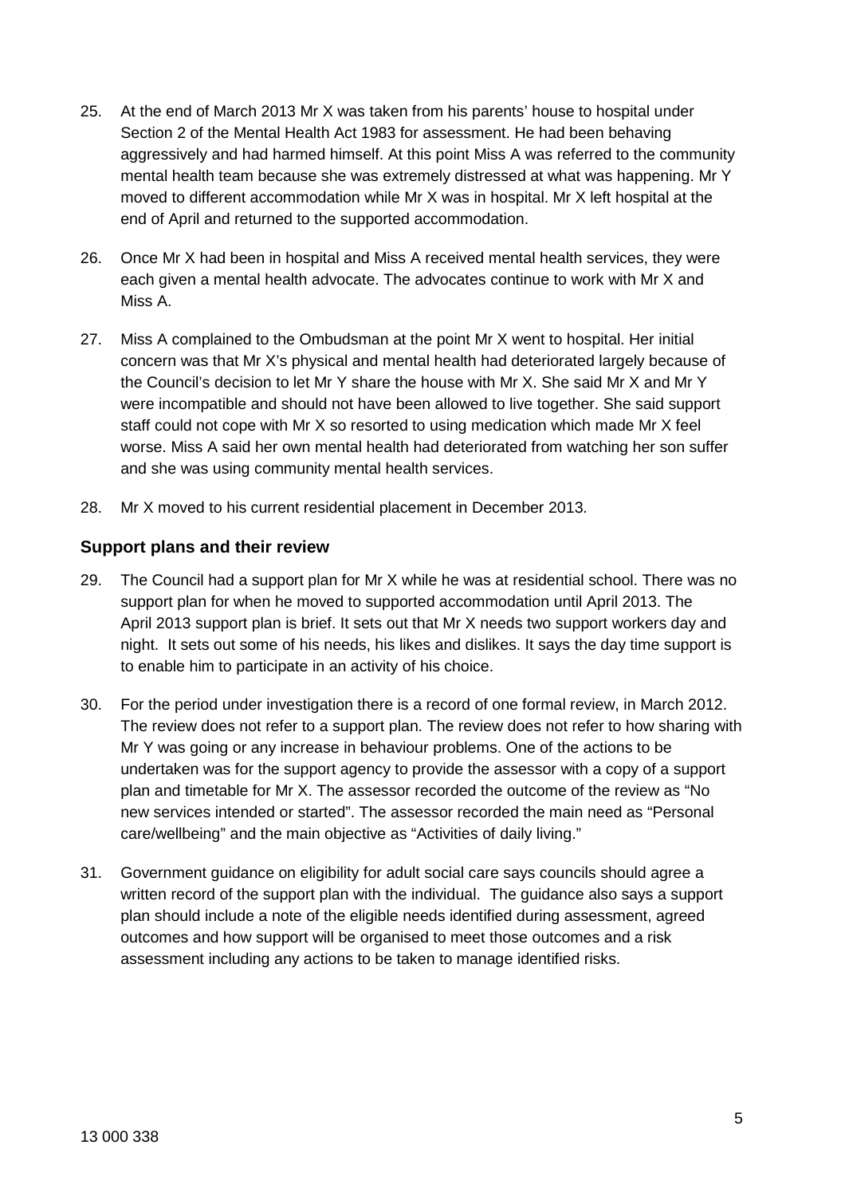25. At the end of March 2013 Mr X was taken from his parents' house to hospital under Section 2 of the Mental Health Act 1983 for assessment. He had been behaving aggressively and had harmed himself. At this point Miss A was referred to the community mental health team because she was extremely distressed at what was happening. Mr Y moved to different accommodation while Mr X was in hospital. Mr X left hospital at the end of April and returned to the supported accommodation.

26. Once Mr X had been in hospital and Miss A received mental health services, they were each given a mental health advocate. The advocates continue to work with Mr X and Miss A.

27. Miss A complained to the Ombudsman at the point Mr X went to hospital. Her initial concern was that Mr X's physical and mental health had deteriorated largely because of the Council's decision to let Mr Y share the house with Mr X. She said Mr X and Mr Y were incompatible and should not have been allowed to live together. She said support staff could not cope with Mr X so resorted to using medication which made Mr X feel worse. Miss A said her own mental health had deteriorated from watching her son suffer and she was using community mental health services.

28. Mr X moved to his current residential placement in December 2013.

### Support plans and their review

29. The Council had a support plan for Mr X while he was at residential school. There was no support plan for when he moved to supported accommodation until April 2013. The April 2013 support plan is brief. It sets out that Mr X needs two support workers day and night. It sets out some of his needs, his likes and dislikes. It says the day time support is to enable him to participate in an activity of his choice.

30. For the period under investigation there is a record of one formal review, in March 2012. The review does not refer to a support plan. The review does not refer to how sharing with Mr Y was going or any increase in behaviour problems. One of the actions to be undertaken was for the support agency to provide the assessor with a copy of a support plan and timetable for Mr X. The assessor recorded the outcome of the review as "No new services intended or started". The assessor recorded the main need as "Personal care/wellbeing" and the main objective as "Activities of daily living."

31. Government guidance on eligibility for adult social care says councils should agree a written record of the support plan with the individual. The guidance also says a support plan should include a note of the eligible needs identified during assessment, agreed outcomes and how support will be organised to meet those outcomes and a risk assessment including any actions to be taken to manage identified risks.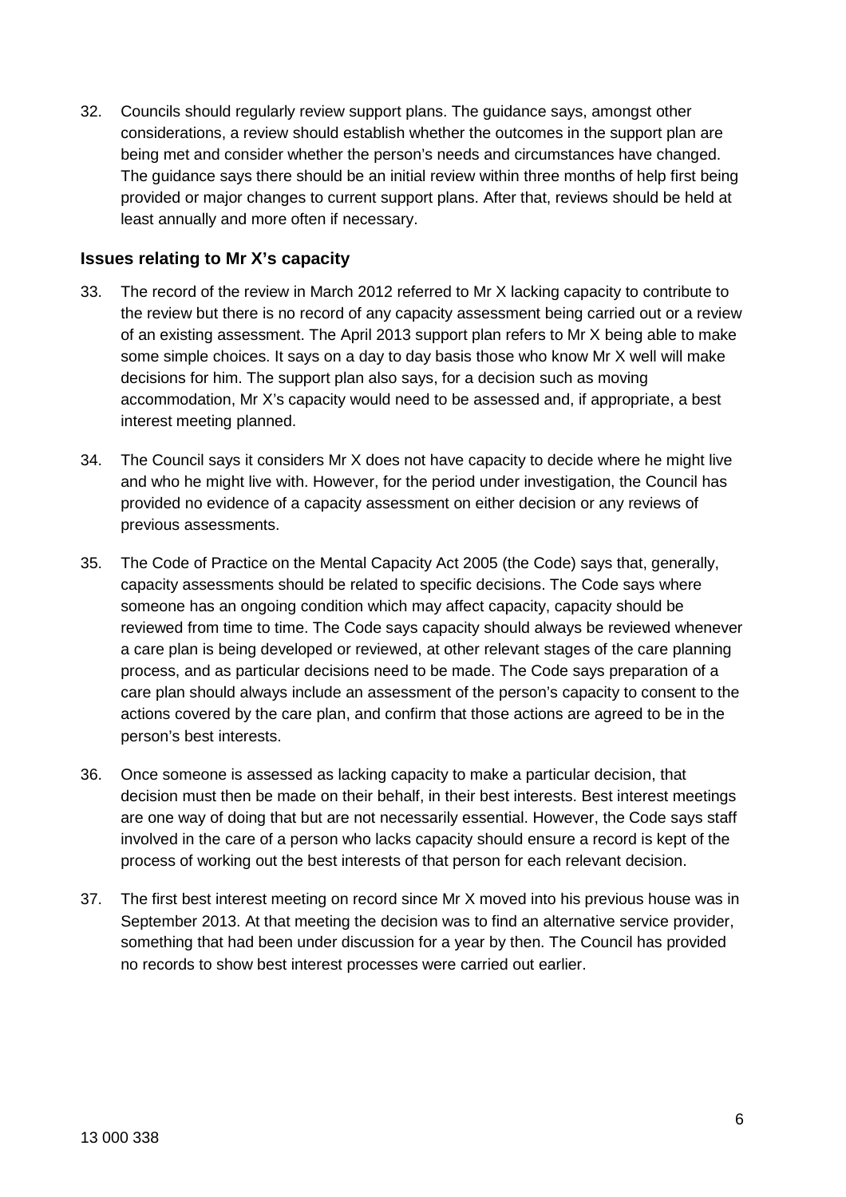32. Councils should regularly review support plans. The guidance says, amongst other considerations, a review should establish whether the outcomes in the support plan are being met and consider whether the person's needs and circumstances have changed. The guidance says there should be an initial review within three months of help first being provided or major changes to current support plans. After that, reviews should be held at least annually and more often if necessary.

### Issues relating to Mr X's capacity

33. The record of the review in March 2012 referred to Mr X lacking capacity to contribute to the review but there is no record of any capacity assessment being carried out or a review of an existing assessment. The April 2013 support plan refers to Mr X being able to make some simple choices. It says on a day to day basis those who know Mr X well will make decisions for him. The support plan also says, for a decision such as moving accommodation, Mr X's capacity would need to be assessed and, if appropriate, a best interest meeting planned.

34. The Council says it considers Mr X does not have capacity to decide where he might live and who he might live with. However, for the period under investigation, the Council has provided no evidence of a capacity assessment on either decision or any reviews of previous assessments.

35. The Code of Practice on the Mental Capacity Act 2005 (the Code) says that, generally, capacity assessments should be related to specific decisions. The Code says where someone has an ongoing condition which may affect capacity, capacity should be reviewed from time to time. The Code says capacity should always be reviewed whenever a care plan is being developed or reviewed, at other relevant stages of the care planning process, and as particular decisions need to be made. The Code says preparation of a care plan should always include an assessment of the person's capacity to consent to the actions covered by the care plan, and confirm that those actions are agreed to be in the person's best interests.

36. Once someone is assessed as lacking capacity to make a particular decision, that decision must then be made on their behalf, in their best interests. Best interest meetings are one way of doing that but are not necessarily essential. However, the Code says staff involved in the care of a person who lacks capacity should ensure a record is kept of the process of working out the best interests of that person for each relevant decision.

37. The first best interest meeting on record since Mr X moved into his previous house was in September 2013. At that meeting the decision was to find an alternative service provider, something that had been under discussion for a year by then. The Council has provided no records to show best interest processes were carried out earlier.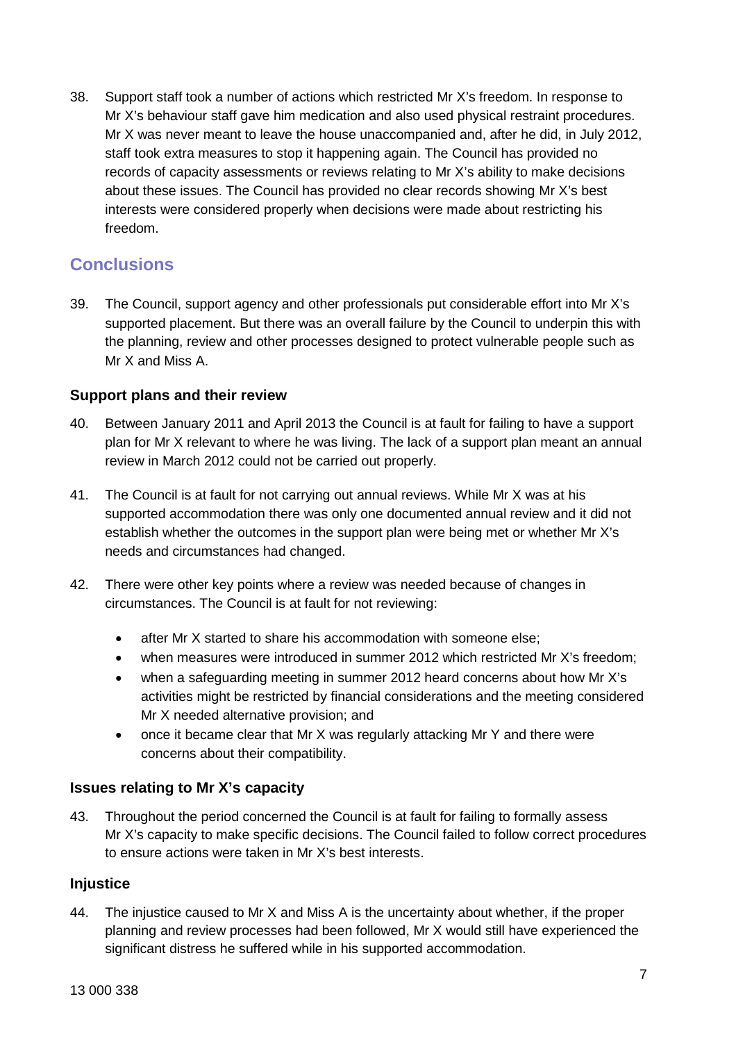38. Support staff took a number of actions which restricted Mr X's freedom. In response to Mr X's behaviour staff gave him medication and also used physical restraint procedures. Mr X was never meant to leave the house unaccompanied and, after he did, in July 2012, staff took extra measures to stop it happening again. The Council has provided no records of capacity assessments or reviews relating to Mr X's ability to make decisions about these issues. The Council has provided no clear records showing Mr X's best interests were considered properly when decisions were made about restricting his freedom.

## Conclusions

39. The Council, support agency and other professionals put considerable effort into Mr X's supported placement. But there was an overall failure by the Council to underpin this with the planning, review and other processes designed to protect vulnerable people such as Mr X and Miss A.

### Support plans and their review

40. Between January 2011 and April 2013 the Council is at fault for failing to have a support plan for Mr X relevant to where he was living. The lack of a support plan meant an annual review in March 2012 could not be carried out properly.

41. The Council is at fault for not carrying out annual reviews. While Mr X was at his supported accommodation there was only one documented annual review and it did not establish whether the outcomes in the support plan were being met or whether Mr X's needs and circumstances had changed.

42. There were other key points where a review was needed because of changes in circumstances. The Council is at fault for not reviewing:

    - after Mr X started to share his accommodation with someone else;
    - when measures were introduced in summer 2012 which restricted Mr X's freedom;
    - when a safeguarding meeting in summer 2012 heard concerns about how Mr X's activities might be restricted by financial considerations and the meeting considered Mr X needed alternative provision; and
    - once it became clear that Mr X was regularly attacking Mr Y and there were concerns about their compatibility.

### Issues relating to Mr X's capacity

43. Throughout the period concerned the Council is at fault for failing to formally assess Mr X's capacity to make specific decisions. The Council failed to follow correct procedures to ensure actions were taken in Mr X's best interests.

### Injustice

44. The injustice caused to Mr X and Miss A is the uncertainty about whether, if the proper planning and review processes had been followed, Mr X would still have experienced the significant distress he suffered while in his supported accommodation.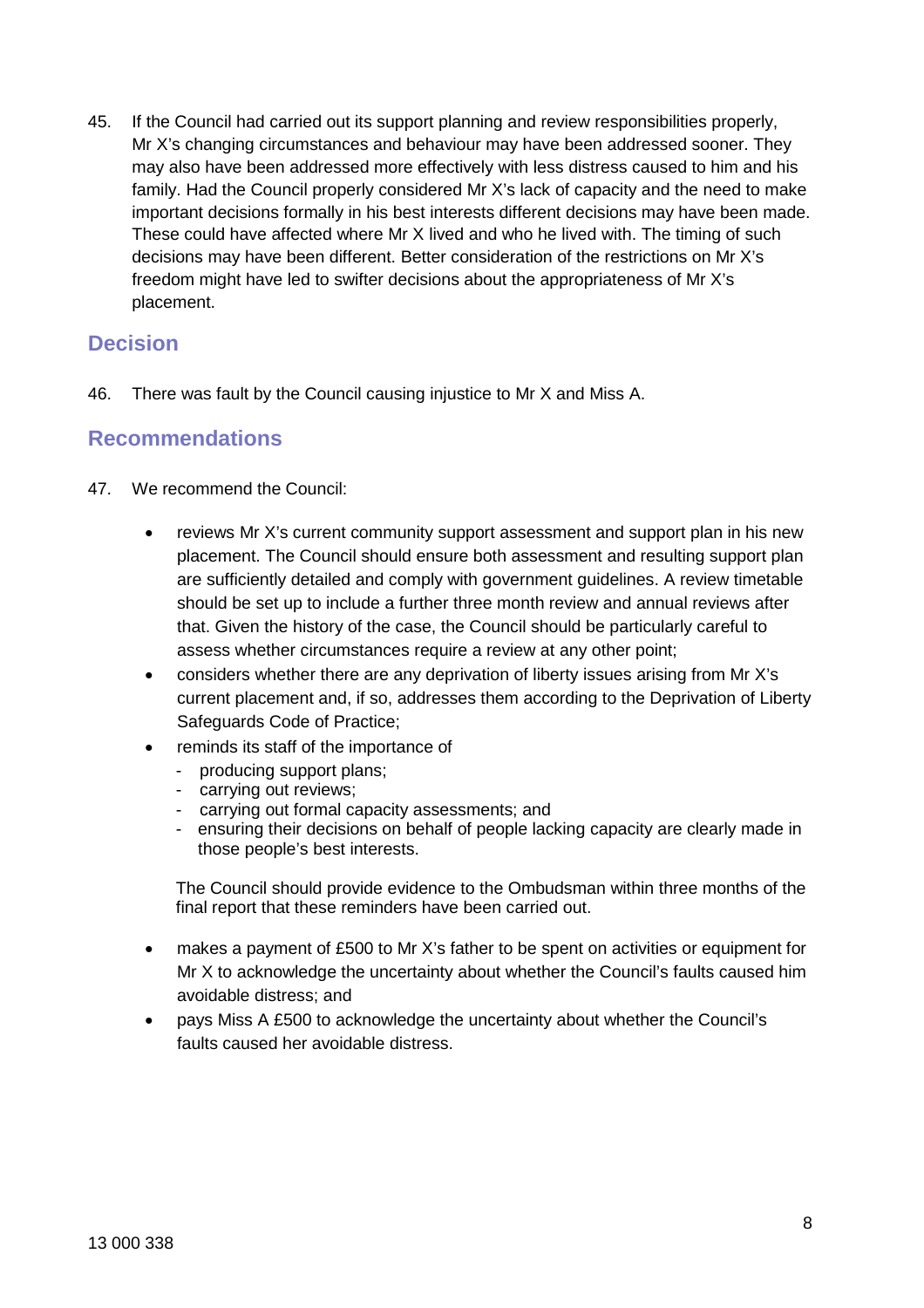45. If the Council had carried out its support planning and review responsibilities properly, Mr X's changing circumstances and behaviour may have been addressed sooner. They may also have been addressed more effectively with less distress caused to him and his family. Had the Council properly considered Mr X's lack of capacity and the need to make important decisions formally in his best interests different decisions may have been made. These could have affected where Mr X lived and who he lived with. The timing of such decisions may have been different. Better consideration of the restrictions on Mr X's freedom might have led to swifter decisions about the appropriateness of Mr X's placement.

## Decision

46. There was fault by the Council causing injustice to Mr X and Miss A.

## Recommendations

47. We recommend the Council:

- reviews Mr X's current community support assessment and support plan in his new placement. The Council should ensure both assessment and resulting support plan are sufficiently detailed and comply with government guidelines. A review timetable should be set up to include a further three month review and annual reviews after that. Given the history of the case, the Council should be particularly careful to assess whether circumstances require a review at any other point;
- considers whether there are any deprivation of liberty issues arising from Mr X's current placement and, if so, addresses them according to the Deprivation of Liberty Safeguards Code of Practice;
- reminds its staff of the importance of
    - producing support plans;
    - carrying out reviews;
    - carrying out formal capacity assessments; and
    - ensuring their decisions on behalf of people lacking capacity are clearly made in those people's best interests.

  The Council should provide evidence to the Ombudsman within three months of the final report that these reminders have been carried out.

- makes a payment of £500 to Mr X's father to be spent on activities or equipment for Mr X to acknowledge the uncertainty about whether the Council's faults caused him avoidable distress; and
- pays Miss A £500 to acknowledge the uncertainty about whether the Council's faults caused her avoidable distress.

13 000 338